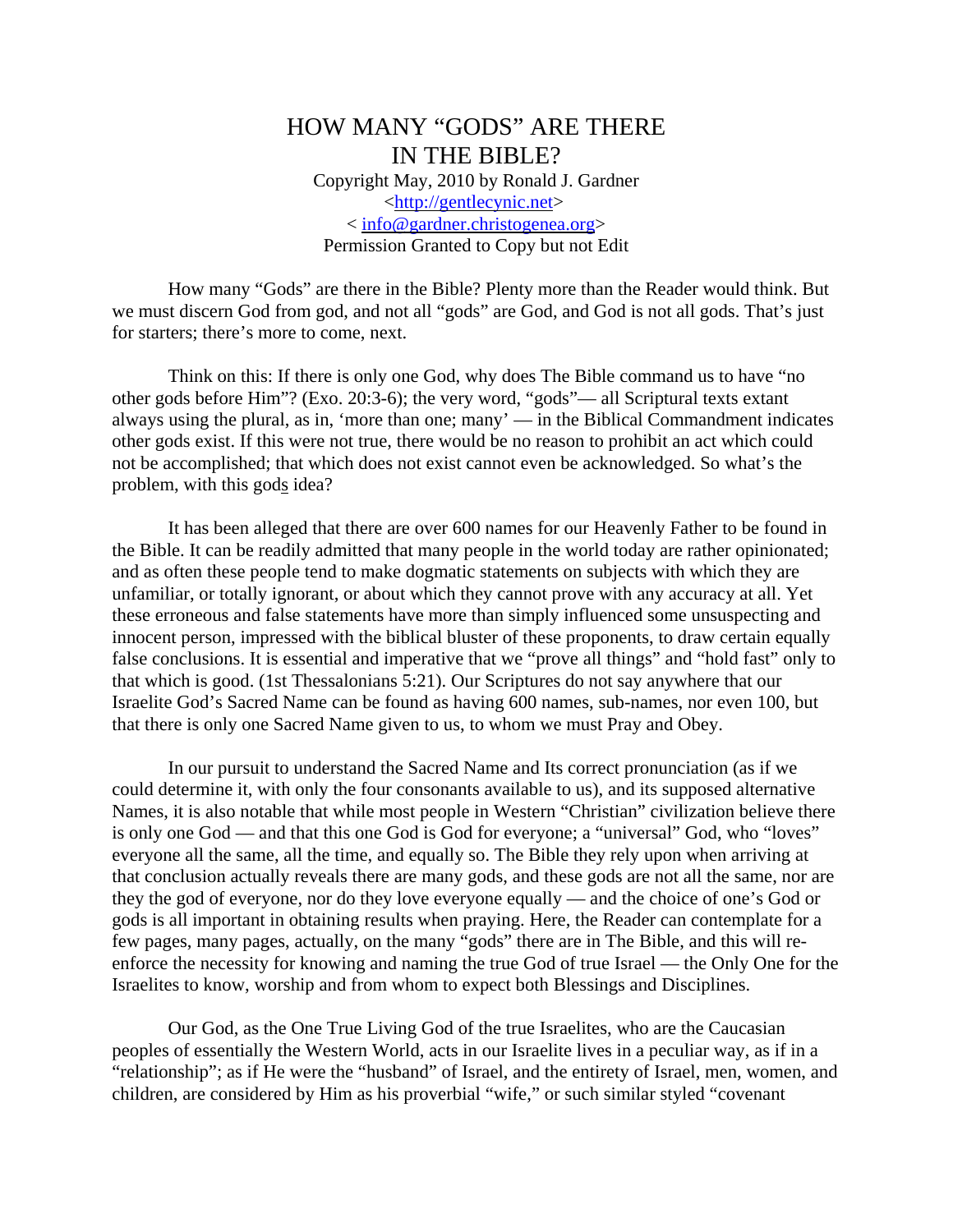# HOW MANY "GODS" ARE THERE IN THE BIBLE?

Copyright May, 2010 by Ronald J. Gardner
<http://gentlecynic.net>
< info@gardner.christogenea.org>
Permission Granted to Copy but not Edit

How many "Gods" are there in the Bible? Plenty more than the Reader would think. But we must discern God from god, and not all "gods" are God, and God is not all gods. That's just for starters; there's more to come, next.

Think on this: If there is only one God, why does The Bible command us to have "no other gods before Him"? (Exo. 20:3-6); the very word, "gods"— all Scriptural texts extant always using the plural, as in, 'more than one; many' — in the Biblical Commandment indicates other gods exist. If this were not true, there would be no reason to prohibit an act which could not be accomplished; that which does not exist cannot even be acknowledged. So what's the problem, with this god<u>s</u> idea?

It has been alleged that there are over 600 names for our Heavenly Father to be found in the Bible. It can be readily admitted that many people in the world today are rather opinionated; and as often these people tend to make dogmatic statements on subjects with which they are unfamiliar, or totally ignorant, or about which they cannot prove with any accuracy at all. Yet these erroneous and false statements have more than simply influenced some unsuspecting and innocent person, impressed with the biblical bluster of these proponents, to draw certain equally false conclusions. It is essential and imperative that we "prove all things" and "hold fast" only to that which is good. (1st Thessalonians 5:21). Our Scriptures do not say anywhere that our Israelite God's Sacred Name can be found as having 600 names, sub-names, nor even 100, but that there is only one Sacred Name given to us, to whom we must Pray and Obey.

In our pursuit to understand the Sacred Name and Its correct pronunciation (as if we could determine it, with only the four consonants available to us), and its supposed alternative Names, it is also notable that while most people in Western "Christian" civilization believe there is only one God — and that this one God is God for everyone; a "universal" God, who "loves" everyone all the same, all the time, and equally so. The Bible they rely upon when arriving at that conclusion actually reveals there are many gods, and these gods are not all the same, nor are they the god of everyone, nor do they love everyone equally — and the choice of one's God or gods is all important in obtaining results when praying. Here, the Reader can contemplate for a few pages, many pages, actually, on the many "gods" there are in The Bible, and this will re-enforce the necessity for knowing and naming the true God of true Israel — the Only One for the Israelites to know, worship and from whom to expect both Blessings and Disciplines.

Our God, as the One True Living God of the true Israelites, who are the Caucasian peoples of essentially the Western World, acts in our Israelite lives in a peculiar way, as if in a "relationship"; as if He were the "husband" of Israel, and the entirety of Israel, men, women, and children, are considered by Him as his proverbial "wife," or such similar styled "covenant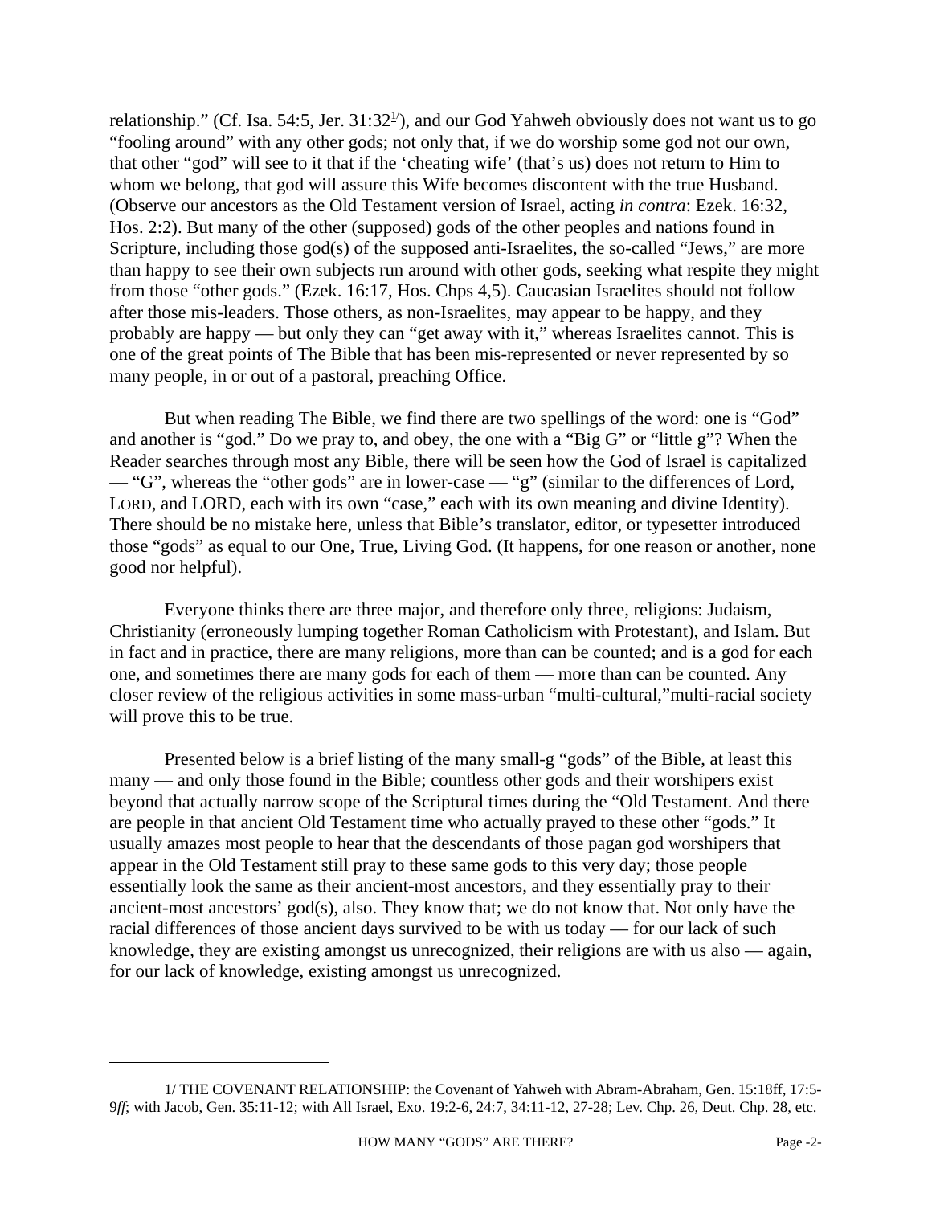relationship." (Cf. Isa. 54:5, Jer. 31:32[1/]), and our God Yahweh obviously does not want us to go "fooling around" with any other gods; not only that, if we do worship some god not our own, that other "god" will see to it that if the 'cheating wife' (that's us) does not return to Him to whom we belong, that god will assure this Wife becomes discontent with the true Husband. (Observe our ancestors as the Old Testament version of Israel, acting *in contra*: Ezek. 16:32, Hos. 2:2). But many of the other (supposed) gods of the other peoples and nations found in Scripture, including those god(s) of the supposed anti-Israelites, the so-called "Jews," are more than happy to see their own subjects run around with other gods, seeking what respite they might from those "other gods." (Ezek. 16:17, Hos. Chps 4,5). Caucasian Israelites should not follow after those mis-leaders. Those others, as non-Israelites, may appear to be happy, and they probably are happy — but only they can "get away with it," whereas Israelites cannot. This is one of the great points of The Bible that has been mis-represented or never represented by so many people, in or out of a pastoral, preaching Office.

But when reading The Bible, we find there are two spellings of the word: one is "God" and another is "god." Do we pray to, and obey, the one with a "Big G" or "little g"? When the Reader searches through most any Bible, there will be seen how the God of Israel is capitalized — "G", whereas the "other gods" are in lower-case — "g" (similar to the differences of Lord, LORD, and LORD, each with its own "case," each with its own meaning and divine Identity). There should be no mistake here, unless that Bible's translator, editor, or typesetter introduced those "gods" as equal to our One, True, Living God. (It happens, for one reason or another, none good nor helpful).

Everyone thinks there are three major, and therefore only three, religions: Judaism, Christianity (erroneously lumping together Roman Catholicism with Protestant), and Islam. But in fact and in practice, there are many religions, more than can be counted; and is a god for each one, and sometimes there are many gods for each of them — more than can be counted. Any closer review of the religious activities in some mass-urban "multi-cultural,"multi-racial society will prove this to be true.

Presented below is a brief listing of the many small-g "gods" of the Bible, at least this many — and only those found in the Bible; countless other gods and their worshipers exist beyond that actually narrow scope of the Scriptural times during the "Old Testament. And there are people in that ancient Old Testament time who actually prayed to these other "gods." It usually amazes most people to hear that the descendants of those pagan god worshipers that appear in the Old Testament still pray to these same gods to this very day; those people essentially look the same as their ancient-most ancestors, and they essentially pray to their ancient-most ancestors' god(s), also. They know that; we do not know that. Not only have the racial differences of those ancient days survived to be with us today — for our lack of such knowledge, they are existing amongst us unrecognized, their religions are with us also — again, for our lack of knowledge, existing amongst us unrecognized.

---

1/ THE COVENANT RELATIONSHIP: the Covenant of Yahweh with Abram-Abraham, Gen. 15:18ff, 17:5-9*ff*; with Jacob, Gen. 35:11-12; with All Israel, Exo. 19:2-6, 24:7, 34:11-12, 27-28; Lev. Chp. 26, Deut. Chp. 28, etc.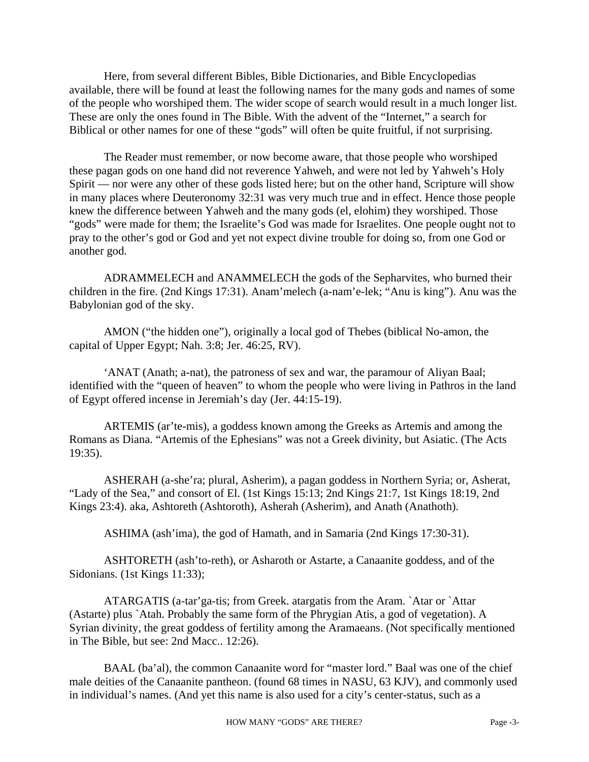Here, from several different Bibles, Bible Dictionaries, and Bible Encyclopedias available, there will be found at least the following names for the many gods and names of some of the people who worshiped them. The wider scope of search would result in a much longer list. These are only the ones found in The Bible. With the advent of the "Internet," a search for Biblical or other names for one of these "gods" will often be quite fruitful, if not surprising.

The Reader must remember, or now become aware, that those people who worshiped these pagan gods on one hand did not reverence Yahweh, and were not led by Yahweh's Holy Spirit — nor were any other of these gods listed here; but on the other hand, Scripture will show in many places where Deuteronomy 32:31 was very much true and in effect. Hence those people knew the difference between Yahweh and the many gods (el, elohim) they worshiped. Those "gods" were made for them; the Israelite's God was made for Israelites. One people ought not to pray to the other's god or God and yet not expect divine trouble for doing so, from one God or another god.

ADRAMMELECH and ANAMMELECH the gods of the Sepharvites, who burned their children in the fire. (2nd Kings 17:31). Anam'melech (a-nam'e-lek; "Anu is king"). Anu was the Babylonian god of the sky.

AMON ("the hidden one"), originally a local god of Thebes (biblical No-amon, the capital of Upper Egypt; Nah. 3:8; Jer. 46:25, RV).

'ANAT (Anath; a-nat), the patroness of sex and war, the paramour of Aliyan Baal; identified with the "queen of heaven" to whom the people who were living in Pathros in the land of Egypt offered incense in Jeremiah's day (Jer. 44:15-19).

ARTEMIS (ar'te-mis), a goddess known among the Greeks as Artemis and among the Romans as Diana. "Artemis of the Ephesians" was not a Greek divinity, but Asiatic. (The Acts 19:35).

ASHERAH (a-she'ra; plural, Asherim), a pagan goddess in Northern Syria; or, Asherat, "Lady of the Sea," and consort of El. (1st Kings 15:13; 2nd Kings 21:7, 1st Kings 18:19, 2nd Kings 23:4). aka, Ashtoreth (Ashtoroth), Asherah (Asherim), and Anath (Anathoth).

ASHIMA (ash'ima), the god of Hamath, and in Samaria (2nd Kings 17:30-31).

ASHTORETH (ash'to-reth), or Asharoth or Astarte, a Canaanite goddess, and of the Sidonians. (1st Kings 11:33);

ATARGATIS (a-tar'ga-tis; from Greek. atargatis from the Aram. `Atar or `Attar (Astarte) plus `Atah. Probably the same form of the Phrygian Atis, a god of vegetation). A Syrian divinity, the great goddess of fertility among the Aramaeans. (Not specifically mentioned in The Bible, but see: 2nd Macc.. 12:26).

BAAL (ba'al), the common Canaanite word for "master lord." Baal was one of the chief male deities of the Canaanite pantheon. (found 68 times in NASU, 63 KJV), and commonly used in individual's names. (And yet this name is also used for a city's center-status, such as a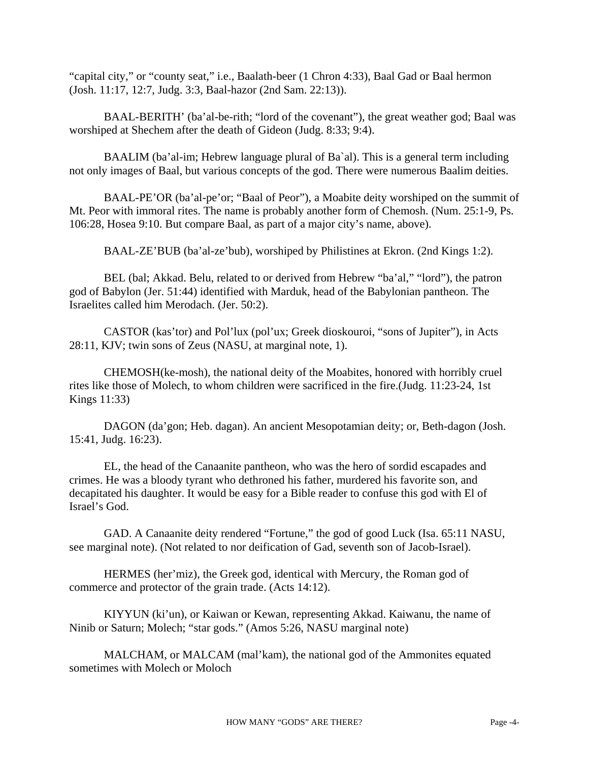"capital city," or "county seat," i.e., Baalath-beer (1 Chron 4:33), Baal Gad or Baal hermon (Josh. 11:17, 12:7, Judg. 3:3, Baal-hazor (2nd Sam. 22:13)).

BAAL-BERITH' (ba'al-be-rith; "lord of the covenant"), the great weather god; Baal was worshiped at Shechem after the death of Gideon (Judg. 8:33; 9:4).

BAALIM (ba'al-im; Hebrew language plural of Ba`al). This is a general term including not only images of Baal, but various concepts of the god. There were numerous Baalim deities.

BAAL-PE'OR (ba'al-pe'or; "Baal of Peor"), a Moabite deity worshiped on the summit of Mt. Peor with immoral rites. The name is probably another form of Chemosh. (Num. 25:1-9, Ps. 106:28, Hosea 9:10. But compare Baal, as part of a major city's name, above).

BAAL-ZE'BUB (ba'al-ze'bub), worshiped by Philistines at Ekron. (2nd Kings 1:2).

BEL (bal; Akkad. Belu, related to or derived from Hebrew "ba'al," "lord"), the patron god of Babylon (Jer. 51:44) identified with Marduk, head of the Babylonian pantheon. The Israelites called him Merodach. (Jer. 50:2).

CASTOR (kas'tor) and Pol'lux (pol'ux; Greek dioskouroi, "sons of Jupiter"), in Acts 28:11, KJV; twin sons of Zeus (NASU, at marginal note, 1).

CHEMOSH(ke-mosh), the national deity of the Moabites, honored with horribly cruel rites like those of Molech, to whom children were sacrificed in the fire.(Judg. 11:23-24, 1st Kings 11:33)

DAGON (da'gon; Heb. dagan). An ancient Mesopotamian deity; or, Beth-dagon (Josh. 15:41, Judg. 16:23).

EL, the head of the Canaanite pantheon, who was the hero of sordid escapades and crimes. He was a bloody tyrant who dethroned his father, murdered his favorite son, and decapitated his daughter. It would be easy for a Bible reader to confuse this god with El of Israel's God.

GAD. A Canaanite deity rendered "Fortune," the god of good Luck (Isa. 65:11 NASU, see marginal note). (Not related to nor deification of Gad, seventh son of Jacob-Israel).

HERMES (her'miz), the Greek god, identical with Mercury, the Roman god of commerce and protector of the grain trade. (Acts 14:12).

KIYYUN (ki'un), or Kaiwan or Kewan, representing Akkad. Kaiwanu, the name of Ninib or Saturn; Molech; "star gods." (Amos 5:26, NASU marginal note)

MALCHAM, or MALCAM (mal'kam), the national god of the Ammonites equated sometimes with Molech or Moloch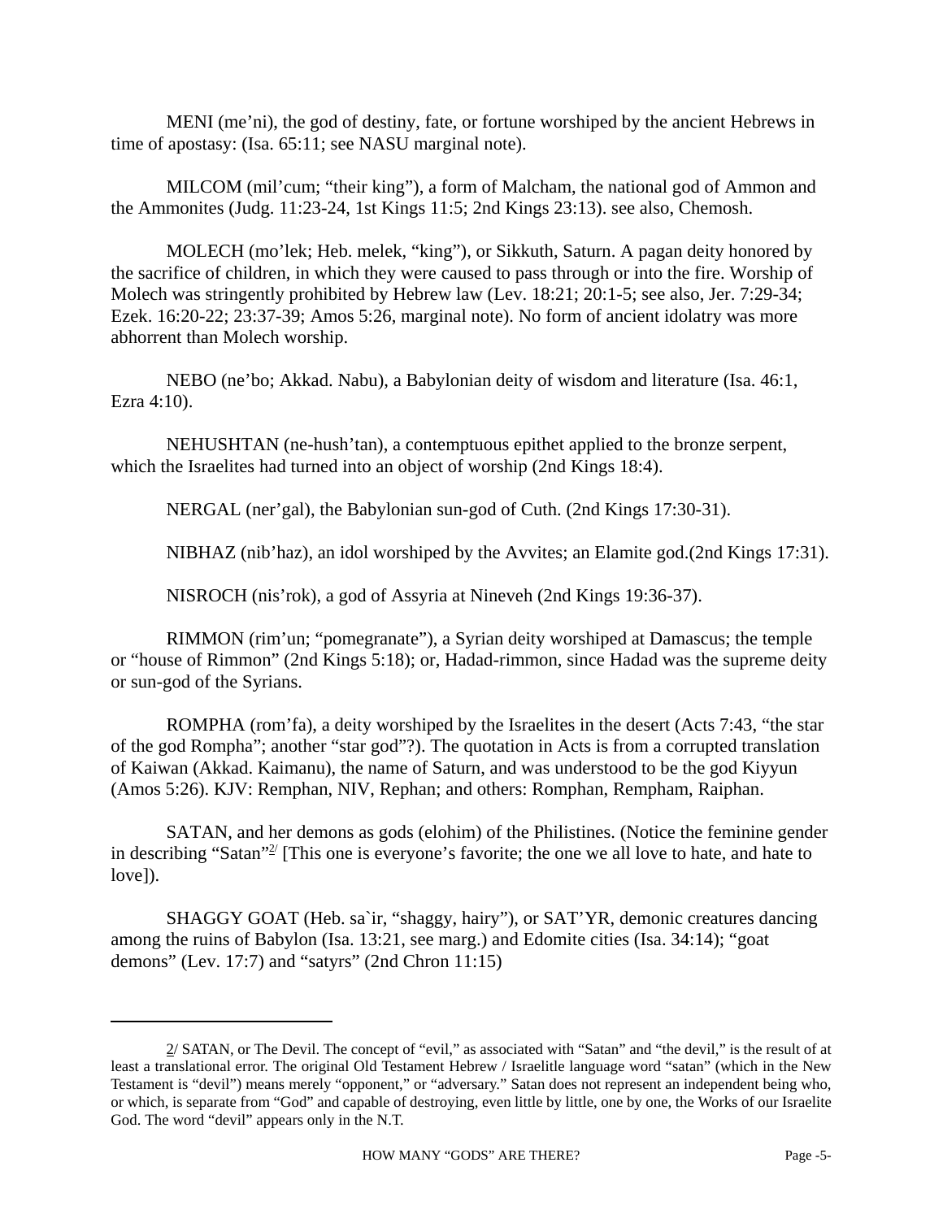MENI (me'ni), the god of destiny, fate, or fortune worshiped by the ancient Hebrews in time of apostasy: (Isa. 65:11; see NASU marginal note).

MILCOM (mil'cum; "their king"), a form of Malcham, the national god of Ammon and the Ammonites (Judg. 11:23-24, 1st Kings 11:5; 2nd Kings 23:13). see also, Chemosh.

MOLECH (mo'lek; Heb. melek, "king"), or Sikkuth, Saturn. A pagan deity honored by the sacrifice of children, in which they were caused to pass through or into the fire. Worship of Molech was stringently prohibited by Hebrew law (Lev. 18:21; 20:1-5; see also, Jer. 7:29-34; Ezek. 16:20-22; 23:37-39; Amos 5:26, marginal note). No form of ancient idolatry was more abhorrent than Molech worship.

NEBO (ne'bo; Akkad. Nabu), a Babylonian deity of wisdom and literature (Isa. 46:1, Ezra 4:10).

NEHUSHTAN (ne-hush'tan), a contemptuous epithet applied to the bronze serpent, which the Israelites had turned into an object of worship (2nd Kings 18:4).

NERGAL (ner'gal), the Babylonian sun-god of Cuth. (2nd Kings 17:30-31).

NIBHAZ (nib'haz), an idol worshiped by the Avvites; an Elamite god.(2nd Kings 17:31).

NISROCH (nis'rok), a god of Assyria at Nineveh (2nd Kings 19:36-37).

RIMMON (rim'un; "pomegranate"), a Syrian deity worshiped at Damascus; the temple or "house of Rimmon" (2nd Kings 5:18); or, Hadad-rimmon, since Hadad was the supreme deity or sun-god of the Syrians.

ROMPHA (rom'fa), a deity worshiped by the Israelites in the desert (Acts 7:43, "the star of the god Rompha"; another "star god"?). The quotation in Acts is from a corrupted translation of Kaiwan (Akkad. Kaimanu), the name of Saturn, and was understood to be the god Kiyyun (Amos 5:26). KJV: Remphan, NIV, Rephan; and others: Romphan, Rempham, Raiphan.

SATAN, and her demons as gods (elohim) of the Philistines. (Notice the feminine gender in describing "Satan"[2/] [This one is everyone's favorite; the one we all love to hate, and hate to love]).

SHAGGY GOAT (Heb. sa`ir, "shaggy, hairy"), or SAT'YR, demonic creatures dancing among the ruins of Babylon (Isa. 13:21, see marg.) and Edomite cities (Isa. 34:14); "goat demons" (Lev. 17:7) and "satyrs" (2nd Chron 11:15)

---

2/ SATAN, or The Devil. The concept of "evil," as associated with "Satan" and "the devil," is the result of at least a translational error. The original Old Testament Hebrew / Israelitle language word "satan" (which in the New Testament is "devil") means merely "opponent," or "adversary." Satan does not represent an independent being who, or which, is separate from "God" and capable of destroying, even little by little, one by one, the Works of our Israelite God. The word "devil" appears only in the N.T.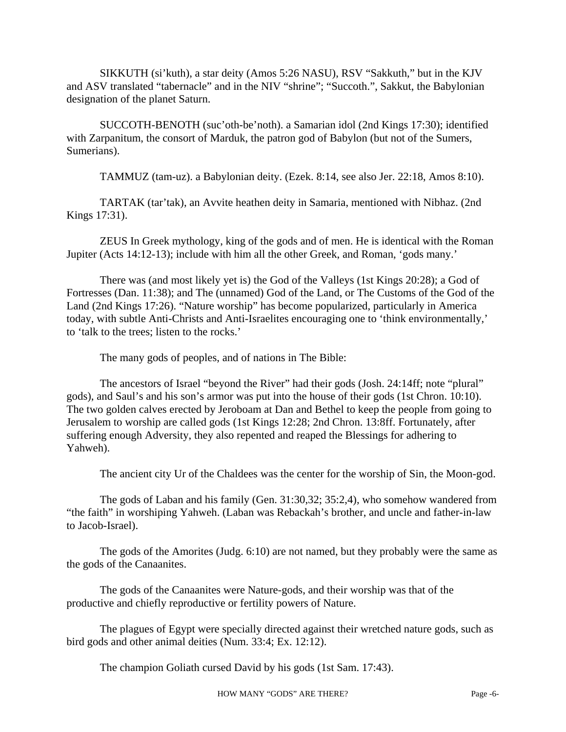SIKKUTH (si'kuth), a star deity (Amos 5:26 NASU), RSV "Sakkuth," but in the KJV and ASV translated "tabernacle" and in the NIV "shrine"; "Succoth.", Sakkut, the Babylonian designation of the planet Saturn.

SUCCOTH-BENOTH (suc'oth-be'noth). a Samarian idol (2nd Kings 17:30); identified with Zarpanitum, the consort of Marduk, the patron god of Babylon (but not of the Sumers, Sumerians).

TAMMUZ (tam-uz). a Babylonian deity. (Ezek. 8:14, see also Jer. 22:18, Amos 8:10).

TARTAK (tar'tak), an Avvite heathen deity in Samaria, mentioned with Nibhaz. (2nd Kings 17:31).

ZEUS In Greek mythology, king of the gods and of men. He is identical with the Roman Jupiter (Acts 14:12-13); include with him all the other Greek, and Roman, 'gods many.'

There was (and most likely yet is) the God of the Valleys (1st Kings 20:28); a God of Fortresses (Dan. 11:38); and The (unnamed) God of the Land, or The Customs of the God of the Land (2nd Kings 17:26). "Nature worship" has become popularized, particularly in America today, with subtle Anti-Christs and Anti-Israelites encouraging one to 'think environmentally,' to 'talk to the trees; listen to the rocks.'

The many gods of peoples, and of nations in The Bible:

The ancestors of Israel "beyond the River" had their gods (Josh. 24:14ff; note "plural" gods), and Saul's and his son's armor was put into the house of their gods (1st Chron. 10:10). The two golden calves erected by Jeroboam at Dan and Bethel to keep the people from going to Jerusalem to worship are called gods (1st Kings 12:28; 2nd Chron. 13:8ff. Fortunately, after suffering enough Adversity, they also repented and reaped the Blessings for adhering to Yahweh).

The ancient city Ur of the Chaldees was the center for the worship of Sin, the Moon-god.

The gods of Laban and his family (Gen. 31:30,32; 35:2,4), who somehow wandered from "the faith" in worshiping Yahweh. (Laban was Rebackah's brother, and uncle and father-in-law to Jacob-Israel).

The gods of the Amorites (Judg. 6:10) are not named, but they probably were the same as the gods of the Canaanites.

The gods of the Canaanites were Nature-gods, and their worship was that of the productive and chiefly reproductive or fertility powers of Nature.

The plagues of Egypt were specially directed against their wretched nature gods, such as bird gods and other animal deities (Num. 33:4; Ex. 12:12).

The champion Goliath cursed David by his gods (1st Sam. 17:43).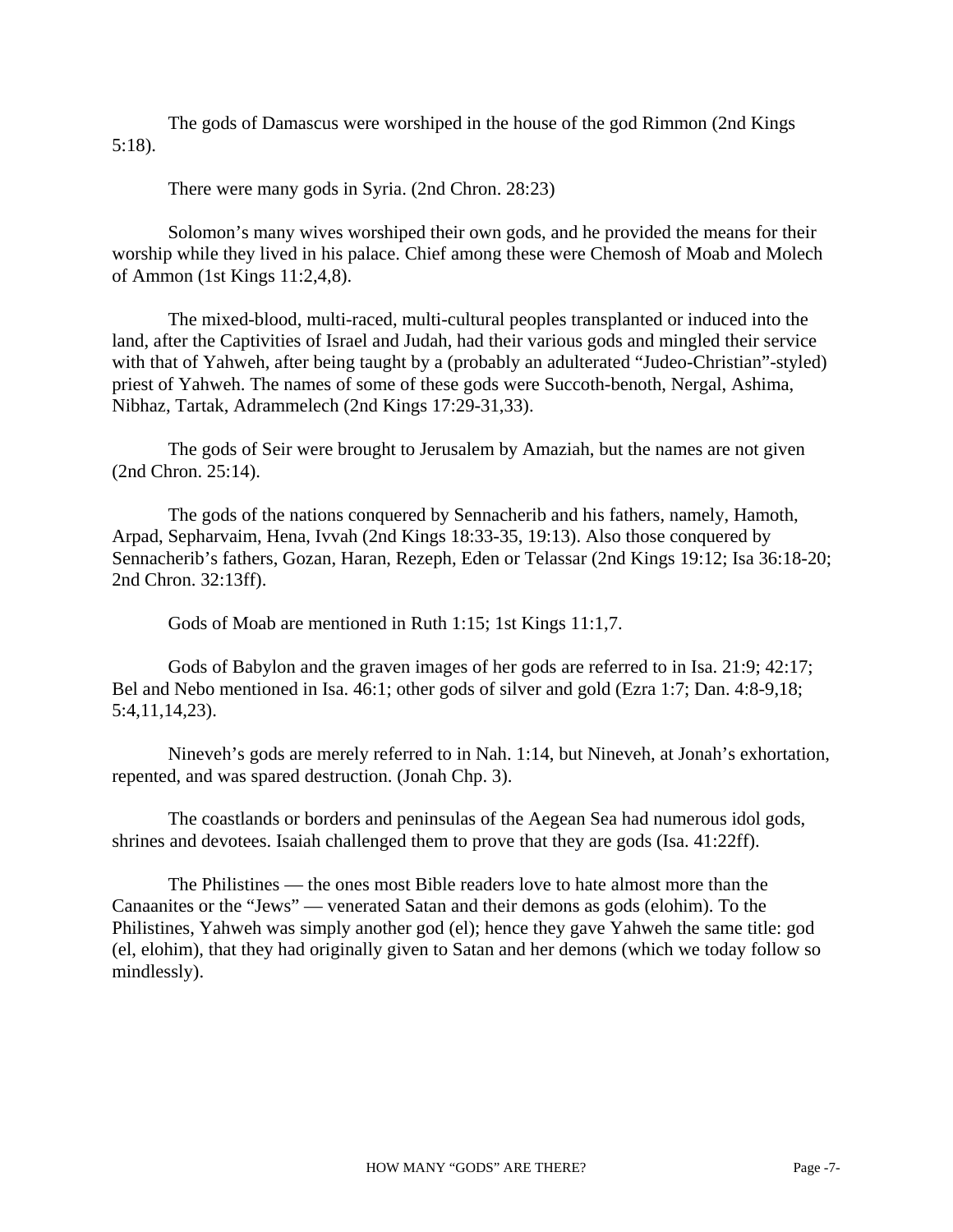The gods of Damascus were worshiped in the house of the god Rimmon (2nd Kings 5:18).

There were many gods in Syria. (2nd Chron. 28:23)

Solomon's many wives worshiped their own gods, and he provided the means for their worship while they lived in his palace. Chief among these were Chemosh of Moab and Molech of Ammon (1st Kings 11:2,4,8).

The mixed-blood, multi-raced, multi-cultural peoples transplanted or induced into the land, after the Captivities of Israel and Judah, had their various gods and mingled their service with that of Yahweh, after being taught by a (probably an adulterated "Judeo-Christian"-styled) priest of Yahweh. The names of some of these gods were Succoth-benoth, Nergal, Ashima, Nibhaz, Tartak, Adrammelech (2nd Kings 17:29-31,33).

The gods of Seir were brought to Jerusalem by Amaziah, but the names are not given (2nd Chron. 25:14).

The gods of the nations conquered by Sennacherib and his fathers, namely, Hamoth, Arpad, Sepharvaim, Hena, Ivvah (2nd Kings 18:33-35, 19:13). Also those conquered by Sennacherib's fathers, Gozan, Haran, Rezeph, Eden or Telassar (2nd Kings 19:12; Isa 36:18-20; 2nd Chron. 32:13ff).

Gods of Moab are mentioned in Ruth 1:15; 1st Kings 11:1,7.

Gods of Babylon and the graven images of her gods are referred to in Isa. 21:9; 42:17; Bel and Nebo mentioned in Isa. 46:1; other gods of silver and gold (Ezra 1:7; Dan. 4:8-9,18; 5:4,11,14,23).

Nineveh's gods are merely referred to in Nah. 1:14, but Nineveh, at Jonah's exhortation, repented, and was spared destruction. (Jonah Chp. 3).

The coastlands or borders and peninsulas of the Aegean Sea had numerous idol gods, shrines and devotees. Isaiah challenged them to prove that they are gods (Isa. 41:22ff).

The Philistines — the ones most Bible readers love to hate almost more than the Canaanites or the "Jews" — venerated Satan and their demons as gods (elohim). To the Philistines, Yahweh was simply another god (el); hence they gave Yahweh the same title: god (el, elohim), that they had originally given to Satan and her demons (which we today follow so mindlessly).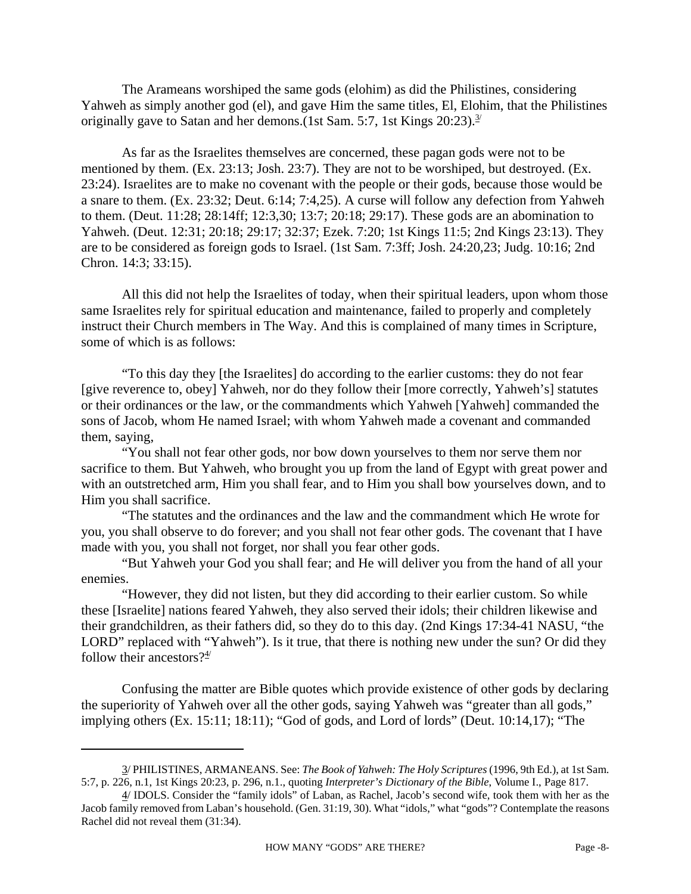The Arameans worshiped the same gods (elohim) as did the Philistines, considering Yahweh as simply another god (el), and gave Him the same titles, El, Elohim, that the Philistines originally gave to Satan and her demons.(1st Sam. 5:7, 1st Kings 20:23).[3/]

As far as the Israelites themselves are concerned, these pagan gods were not to be mentioned by them. (Ex. 23:13; Josh. 23:7). They are not to be worshiped, but destroyed. (Ex. 23:24). Israelites are to make no covenant with the people or their gods, because those would be a snare to them. (Ex. 23:32; Deut. 6:14; 7:4,25). A curse will follow any defection from Yahweh to them. (Deut. 11:28; 28:14ff; 12:3,30; 13:7; 20:18; 29:17). These gods are an abomination to Yahweh. (Deut. 12:31; 20:18; 29:17; 32:37; Ezek. 7:20; 1st Kings 11:5; 2nd Kings 23:13). They are to be considered as foreign gods to Israel. (1st Sam. 7:3ff; Josh. 24:20,23; Judg. 10:16; 2nd Chron. 14:3; 33:15).

All this did not help the Israelites of today, when their spiritual leaders, upon whom those same Israelites rely for spiritual education and maintenance, failed to properly and completely instruct their Church members in The Way. And this is complained of many times in Scripture, some of which is as follows:

"To this day they [the Israelites] do according to the earlier customs: they do not fear [give reverence to, obey] Yahweh, nor do they follow their [more correctly, Yahweh's] statutes or their ordinances or the law, or the commandments which Yahweh [Yahweh] commanded the sons of Jacob, whom He named Israel; with whom Yahweh made a covenant and commanded them, saying,

"You shall not fear other gods, nor bow down yourselves to them nor serve them nor sacrifice to them. But Yahweh, who brought you up from the land of Egypt with great power and with an outstretched arm, Him you shall fear, and to Him you shall bow yourselves down, and to Him you shall sacrifice.

"The statutes and the ordinances and the law and the commandment which He wrote for you, you shall observe to do forever; and you shall not fear other gods. The covenant that I have made with you, you shall not forget, nor shall you fear other gods.

"But Yahweh your God you shall fear; and He will deliver you from the hand of all your enemies.

"However, they did not listen, but they did according to their earlier custom. So while these [Israelite] nations feared Yahweh, they also served their idols; their children likewise and their grandchildren, as their fathers did, so they do to this day. (2nd Kings 17:34-41 NASU, "the LORD" replaced with "Yahweh"). Is it true, that there is nothing new under the sun? Or did they follow their ancestors?[4/]

Confusing the matter are Bible quotes which provide existence of other gods by declaring the superiority of Yahweh over all the other gods, saying Yahweh was "greater than all gods," implying others (Ex. 15:11; 18:11); "God of gods, and Lord of lords" (Deut. 10:14,17); "The

---

3/ PHILISTINES, ARMANEANS. See: *The Book of Yahweh: The Holy Scriptures* (1996, 9th Ed.), at 1st Sam. 5:7, p. 226, n.1, 1st Kings 20:23, p. 296, n.1., quoting *Interpreter's Dictionary of the Bible*, Volume I., Page 817.

4/ IDOLS. Consider the "family idols" of Laban, as Rachel, Jacob's second wife, took them with her as the Jacob family removed from Laban's household. (Gen. 31:19, 30). What "idols," what "gods"? Contemplate the reasons Rachel did not reveal them (31:34).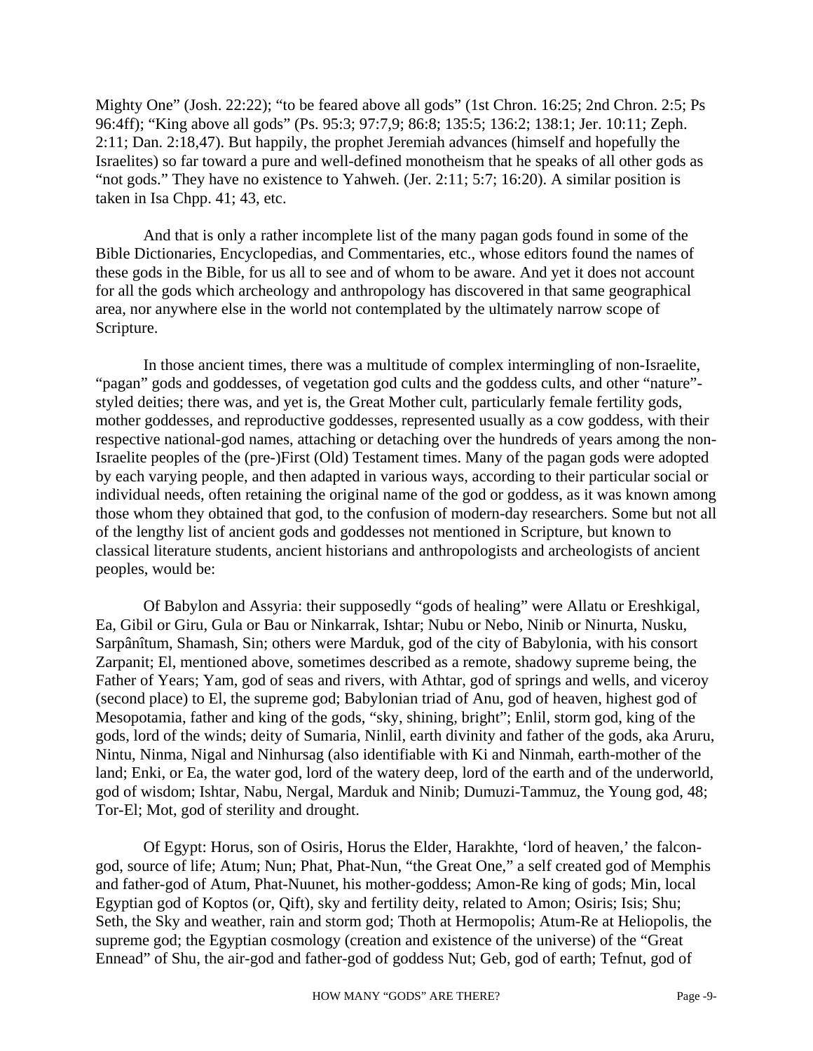Mighty One" (Josh. 22:22); "to be feared above all gods" (1st Chron. 16:25; 2nd Chron. 2:5; Ps 96:4ff); "King above all gods" (Ps. 95:3; 97:7,9; 86:8; 135:5; 136:2; 138:1; Jer. 10:11; Zeph. 2:11; Dan. 2:18,47). But happily, the prophet Jeremiah advances (himself and hopefully the Israelites) so far toward a pure and well-defined monotheism that he speaks of all other gods as "not gods." They have no existence to Yahweh. (Jer. 2:11; 5:7; 16:20). A similar position is taken in Isa Chpp. 41; 43, etc.

And that is only a rather incomplete list of the many pagan gods found in some of the Bible Dictionaries, Encyclopedias, and Commentaries, etc., whose editors found the names of these gods in the Bible, for us all to see and of whom to be aware. And yet it does not account for all the gods which archeology and anthropology has discovered in that same geographical area, nor anywhere else in the world not contemplated by the ultimately narrow scope of Scripture.

In those ancient times, there was a multitude of complex intermingling of non-Israelite, "pagan" gods and goddesses, of vegetation god cults and the goddess cults, and other "nature"-styled deities; there was, and yet is, the Great Mother cult, particularly female fertility gods, mother goddesses, and reproductive goddesses, represented usually as a cow goddess, with their respective national-god names, attaching or detaching over the hundreds of years among the non-Israelite peoples of the (pre-)First (Old) Testament times. Many of the pagan gods were adopted by each varying people, and then adapted in various ways, according to their particular social or individual needs, often retaining the original name of the god or goddess, as it was known among those whom they obtained that god, to the confusion of modern-day researchers. Some but not all of the lengthy list of ancient gods and goddesses not mentioned in Scripture, but known to classical literature students, ancient historians and anthropologists and archeologists of ancient peoples, would be:

Of Babylon and Assyria: their supposedly "gods of healing" were Allatu or Ereshkigal, Ea, Gibil or Giru, Gula or Bau or Ninkarrak, Ishtar; Nubu or Nebo, Ninib or Ninurta, Nusku, Sarpânîtum, Shamash, Sin; others were Marduk, god of the city of Babylonia, with his consort Zarpanit; El, mentioned above, sometimes described as a remote, shadowy supreme being, the Father of Years; Yam, god of seas and rivers, with Athtar, god of springs and wells, and viceroy (second place) to El, the supreme god; Babylonian triad of Anu, god of heaven, highest god of Mesopotamia, father and king of the gods, "sky, shining, bright"; Enlil, storm god, king of the gods, lord of the winds; deity of Sumaria, Ninlil, earth divinity and father of the gods, aka Aruru, Nintu, Ninma, Nigal and Ninhursag (also identifiable with Ki and Ninmah, earth-mother of the land; Enki, or Ea, the water god, lord of the watery deep, lord of the earth and of the underworld, god of wisdom; Ishtar, Nabu, Nergal, Marduk and Ninib; Dumuzi-Tammuz, the Young god, 48; Tor-El; Mot, god of sterility and drought.

Of Egypt: Horus, son of Osiris, Horus the Elder, Harakhte, 'lord of heaven,' the falcon-god, source of life; Atum; Nun; Phat, Phat-Nun, "the Great One," a self created god of Memphis and father-god of Atum, Phat-Nuunet, his mother-goddess; Amon-Re king of gods; Min, local Egyptian god of Koptos (or, Qift), sky and fertility deity, related to Amon; Osiris; Isis; Shu; Seth, the Sky and weather, rain and storm god; Thoth at Hermopolis; Atum-Re at Heliopolis, the supreme god; the Egyptian cosmology (creation and existence of the universe) of the "Great Ennead" of Shu, the air-god and father-god of goddess Nut; Geb, god of earth; Tefnut, god of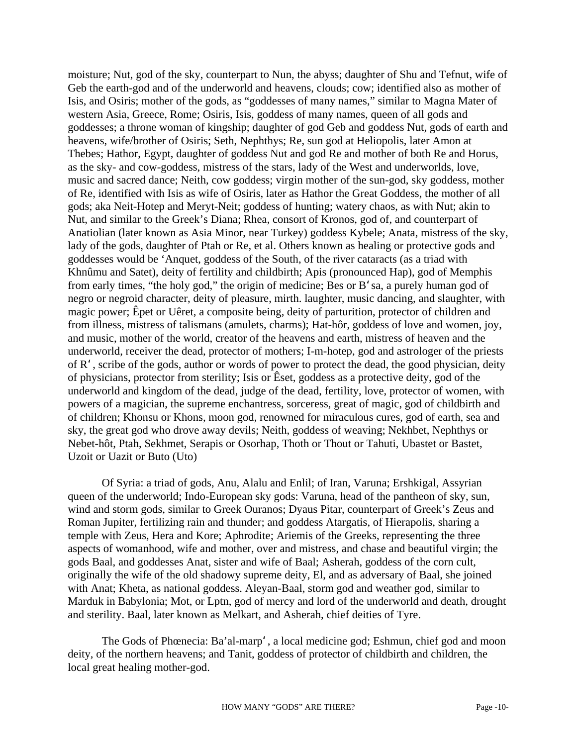moisture; Nut, god of the sky, counterpart to Nun, the abyss; daughter of Shu and Tefnut, wife of Geb the earth-god and of the underworld and heavens, clouds; cow; identified also as mother of Isis, and Osiris; mother of the gods, as "goddesses of many names," similar to Magna Mater of western Asia, Greece, Rome; Osiris, Isis, goddess of many names, queen of all gods and goddesses; a throne woman of kingship; daughter of god Geb and goddess Nut, gods of earth and heavens, wife/brother of Osiris; Seth, Nephthys; Re, sun god at Heliopolis, later Amon at Thebes; Hathor, Egypt, daughter of goddess Nut and god Re and mother of both Re and Horus, as the sky- and cow-goddess, mistress of the stars, lady of the West and underworlds, love, music and sacred dance; Neith, cow goddess; virgin mother of the sun-god, sky goddess, mother of Re, identified with Isis as wife of Osiris, later as Hathor the Great Goddess, the mother of all gods; aka Neit-Hotep and Meryt-Neit; goddess of hunting; watery chaos, as with Nut; akin to Nut, and similar to the Greek's Diana; Rhea, consort of Kronos, god of, and counterpart of Anatiolian (later known as Asia Minor, near Turkey) goddess Kybele; Anata, mistress of the sky, lady of the gods, daughter of Ptah or Re, et al. Others known as healing or protective gods and goddesses would be 'Anquet, goddess of the South, of the river cataracts (as a triad with Khnûmu and Satet), deity of fertility and childbirth; Apis (pronounced Hap), god of Memphis from early times, "the holy god," the origin of medicine; Bes or Bʻsa, a purely human god of negro or negroid character, deity of pleasure, mirth. laughter, music dancing, and slaughter, with magic power; Êpet or Uêret, a composite being, deity of parturition, protector of children and from illness, mistress of talismans (amulets, charms); Hat-hôr, goddess of love and women, joy, and music, mother of the world, creator of the heavens and earth, mistress of heaven and the underworld, receiver the dead, protector of mothers; I-m-hotep, god and astrologer of the priests of Rʻ, scribe of the gods, author or words of power to protect the dead, the good physician, deity of physicians, protector from sterility; Isis or Êset, goddess as a protective deity, god of the underworld and kingdom of the dead, judge of the dead, fertility, love, protector of women, with powers of a magician, the supreme enchantress, sorceress, great of magic, god of childbirth and of children; Khonsu or Khons, moon god, renowned for miraculous cures, god of earth, sea and sky, the great god who drove away devils; Neith, goddess of weaving; Nekhbet, Nephthys or Nebet-hôt, Ptah, Sekhmet, Serapis or Osorhap, Thoth or Thout or Tahuti, Ubastet or Bastet, Uzoit or Uazit or Buto (Uto)

Of Syria: a triad of gods, Anu, Alalu and Enlil; of Iran, Varuna; Ershkigal, Assyrian queen of the underworld; Indo-European sky gods: Varuna, head of the pantheon of sky, sun, wind and storm gods, similar to Greek Ouranos; Dyaus Pitar, counterpart of Greek's Zeus and Roman Jupiter, fertilizing rain and thunder; and goddess Atargatis, of Hierapolis, sharing a temple with Zeus, Hera and Kore; Aphrodite; Ariemis of the Greeks, representing the three aspects of womanhood, wife and mother, over and mistress, and chase and beautiful virgin; the gods Baal, and goddesses Anat, sister and wife of Baal; Asherah, goddess of the corn cult, originally the wife of the old shadowy supreme deity, El, and as adversary of Baal, she joined with Anat; Kheta, as national goddess. Aleyan-Baal, storm god and weather god, similar to Marduk in Babylonia; Mot, or Lptn, god of mercy and lord of the underworld and death, drought and sterility. Baal, later known as Melkart, and Asherah, chief deities of Tyre.

The Gods of Phœnecia: Ba'al-marpʻ, a local medicine god; Eshmun, chief god and moon deity, of the northern heavens; and Tanit, goddess of protector of childbirth and children, the local great healing mother-god.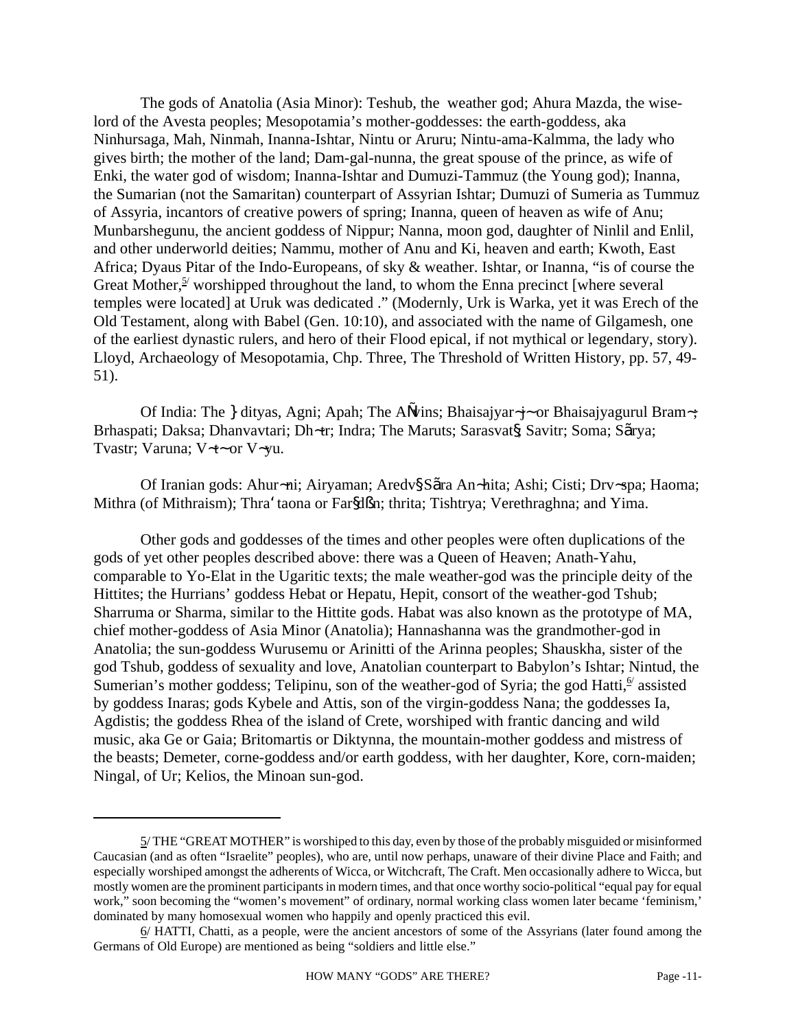The gods of Anatolia (Asia Minor): Teshub, the weather god; Ahura Mazda, the wise-lord of the Avesta peoples; Mesopotamia's mother-goddesses: the earth-goddess, aka Ninhursaga, Mah, Ninmah, Inanna-Ishtar, Nintu or Aruru; Nintu-ama-Kalmma, the lady who gives birth; the mother of the land; Dam-gal-nunna, the great spouse of the prince, as wife of Enki, the water god of wisdom; Inanna-Ishtar and Dumuzi-Tammuz (the Young god); Inanna, the Sumarian (not the Samaritan) counterpart of Assyrian Ishtar; Dumuzi of Sumeria as Tummuz of Assyria, incantors of creative powers of spring; Inanna, queen of heaven as wife of Anu; Munbarshegunu, the ancient goddess of Nippur; Nanna, moon god, daughter of Ninlil and Enlil, and other underworld deities; Nammu, mother of Anu and Ki, heaven and earth; Kwoth, East Africa; Dyaus Pitar of the Indo-Europeans, of sky & weather. Ishtar, or Inanna, "is of course the Great Mother,[5] worshipped throughout the land, to whom the Enna precinct [where several temples were located] at Uruk was dedicated ." (Modernly, Urk is Warka, yet it was Erech of the Old Testament, along with Babel (Gen. 10:10), and associated with the name of Gilgamesh, one of the earliest dynastic rulers, and hero of their Flood epical, if not mythical or legendary, story). Lloyd, Archaeology of Mesopotamia, Chp. Three, The Threshold of Written History, pp. 57, 49-51).

Of India: The } dityas, Agni; Apah; The AÑvins; Bhaisajyar¬j~ or Bhaisajyagurul Bram¬; Brhaspati; Daksa; Dhanvavtari; Dh¬tr; Indra; The Maruts; Sarasvat§; Savitr; Soma; Sãrya; Tvastr; Varuna; V¬t~ or V¬yu.

Of Iranian gods: Ahur¬ni; Airyaman; Aredv§Sãra An¬hita; Ashi; Cisti; Drv¬spa; Haoma; Mithra (of Mithraism); Thra'taona or Far§dßn; thrita; Tishtrya; Verethraghna; and Yima.

Other gods and goddesses of the times and other peoples were often duplications of the gods of yet other peoples described above: there was a Queen of Heaven; Anath-Yahu, comparable to Yo-Elat in the Ugaritic texts; the male weather-god was the principle deity of the Hittites; the Hurrians' goddess Hebat or Hepatu, Hepit, consort of the weather-god Tshub; Sharruma or Sharma, similar to the Hittite gods. Habat was also known as the prototype of MA, chief mother-goddess of Asia Minor (Anatolia); Hannashanna was the grandmother-god in Anatolia; the sun-goddess Wurusemu or Arinitti of the Arinna peoples; Shauskha, sister of the god Tshub, goddess of sexuality and love, Anatolian counterpart to Babylon's Ishtar; Nintud, the Sumerian's mother goddess; Telipinu, son of the weather-god of Syria; the god Hatti,[6] assisted by goddess Inaras; gods Kybele and Attis, son of the virgin-goddess Nana; the goddesses Ia, Agdistis; the goddess Rhea of the island of Crete, worshiped with frantic dancing and wild music, aka Ge or Gaia; Britomartis or Diktynna, the mountain-mother goddess and mistress of the beasts; Demeter, corne-goddess and/or earth goddess, with her daughter, Kore, corn-maiden; Ningal, of Ur; Kelios, the Minoan sun-god.

---

5/ THE "GREAT MOTHER" is worshiped to this day, even by those of the probably misguided or misinformed Caucasian (and as often "Israelite" peoples), who are, until now perhaps, unaware of their divine Place and Faith; and especially worshiped amongst the adherents of Wicca, or Witchcraft, The Craft. Men occasionally adhere to Wicca, but mostly women are the prominent participants in modern times, and that once worthy socio-political "equal pay for equal work," soon becoming the "women's movement" of ordinary, normal working class women later became 'feminism,' dominated by many homosexual women who happily and openly practiced this evil.

6/ HATTI, Chatti, as a people, were the ancient ancestors of some of the Assyrians (later found among the Germans of Old Europe) are mentioned as being "soldiers and little else."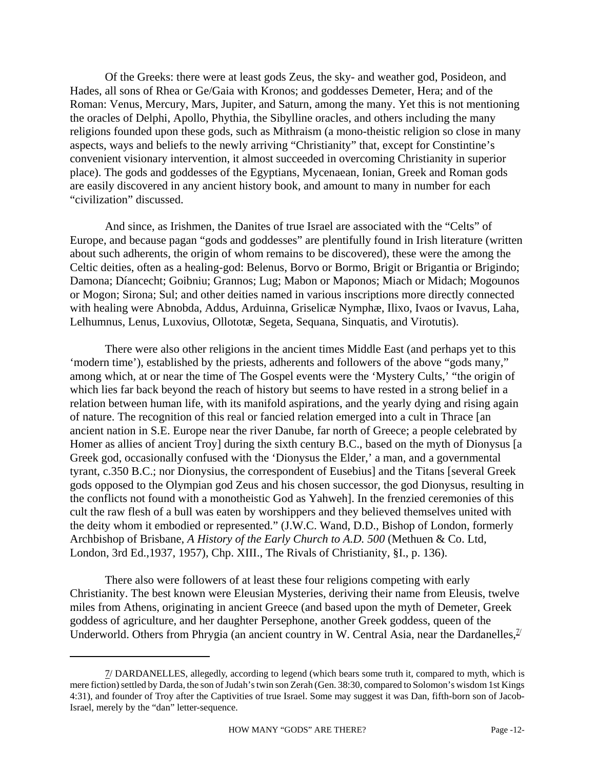Of the Greeks: there were at least gods Zeus, the sky- and weather god, Posideon, and Hades, all sons of Rhea or Ge/Gaia with Kronos; and goddesses Demeter, Hera; and of the Roman: Venus, Mercury, Mars, Jupiter, and Saturn, among the many. Yet this is not mentioning the oracles of Delphi, Apollo, Phythia, the Sibylline oracles, and others including the many religions founded upon these gods, such as Mithraism (a mono-theistic religion so close in many aspects, ways and beliefs to the newly arriving "Christianity" that, except for Constintine's convenient visionary intervention, it almost succeeded in overcoming Christianity in superior place). The gods and goddesses of the Egyptians, Mycenaean, Ionian, Greek and Roman gods are easily discovered in any ancient history book, and amount to many in number for each "civilization" discussed.

And since, as Irishmen, the Danites of true Israel are associated with the "Celts" of Europe, and because pagan "gods and goddesses" are plentifully found in Irish literature (written about such adherents, the origin of whom remains to be discovered), these were the among the Celtic deities, often as a healing-god: Belenus, Borvo or Bormo, Brigit or Brigantia or Brigindo; Damona; Díancecht; Goibniu; Grannos; Lug; Mabon or Maponos; Miach or Midach; Mogounos or Mogon; Sirona; Sul; and other deities named in various inscriptions more directly connected with healing were Abnobda, Addus, Arduinna, Griselicæ Nymphæ, Ilixo, Ivaos or Ivavus, Laha, Lelhumnus, Lenus, Luxovius, Ollototæ, Segeta, Sequana, Sinquatis, and Virotutis).

There were also other religions in the ancient times Middle East (and perhaps yet to this 'modern time'), established by the priests, adherents and followers of the above "gods many," among which, at or near the time of The Gospel events were the 'Mystery Cults,' "the origin of which lies far back beyond the reach of history but seems to have rested in a strong belief in a relation between human life, with its manifold aspirations, and the yearly dying and rising again of nature. The recognition of this real or fancied relation emerged into a cult in Thrace [an ancient nation in S.E. Europe near the river Danube, far north of Greece; a people celebrated by Homer as allies of ancient Troy] during the sixth century B.C., based on the myth of Dionysus [a Greek god, occasionally confused with the 'Dionysus the Elder,' a man, and a governmental tyrant, c.350 B.C.; nor Dionysius, the correspondent of Eusebius] and the Titans [several Greek gods opposed to the Olympian god Zeus and his chosen successor, the god Dionysus, resulting in the conflicts not found with a monotheistic God as Yahweh]. In the frenzied ceremonies of this cult the raw flesh of a bull was eaten by worshippers and they believed themselves united with the deity whom it embodied or represented." (J.W.C. Wand, D.D., Bishop of London, formerly Archbishop of Brisbane, *A History of the Early Church to A.D. 500* (Methuen & Co. Ltd, London, 3rd Ed.,1937, 1957), Chp. XIII., The Rivals of Christianity, §I., p. 136).

There also were followers of at least these four religions competing with early Christianity. The best known were Eleusian Mysteries, deriving their name from Eleusis, twelve miles from Athens, originating in ancient Greece (and based upon the myth of Demeter, Greek goddess of agriculture, and her daughter Persephone, another Greek goddess, queen of the Underworld. Others from Phrygia (an ancient country in W. Central Asia, near the Dardanelles,[7/]

---

7/ DARDANELLES, allegedly, according to legend (which bears some truth it, compared to myth, which is mere fiction) settled by Darda, the son of Judah's twin son Zerah (Gen. 38:30, compared to Solomon's wisdom 1st Kings 4:31), and founder of Troy after the Captivities of true Israel. Some may suggest it was Dan, fifth-born son of Jacob-Israel, merely by the "dan" letter-sequence.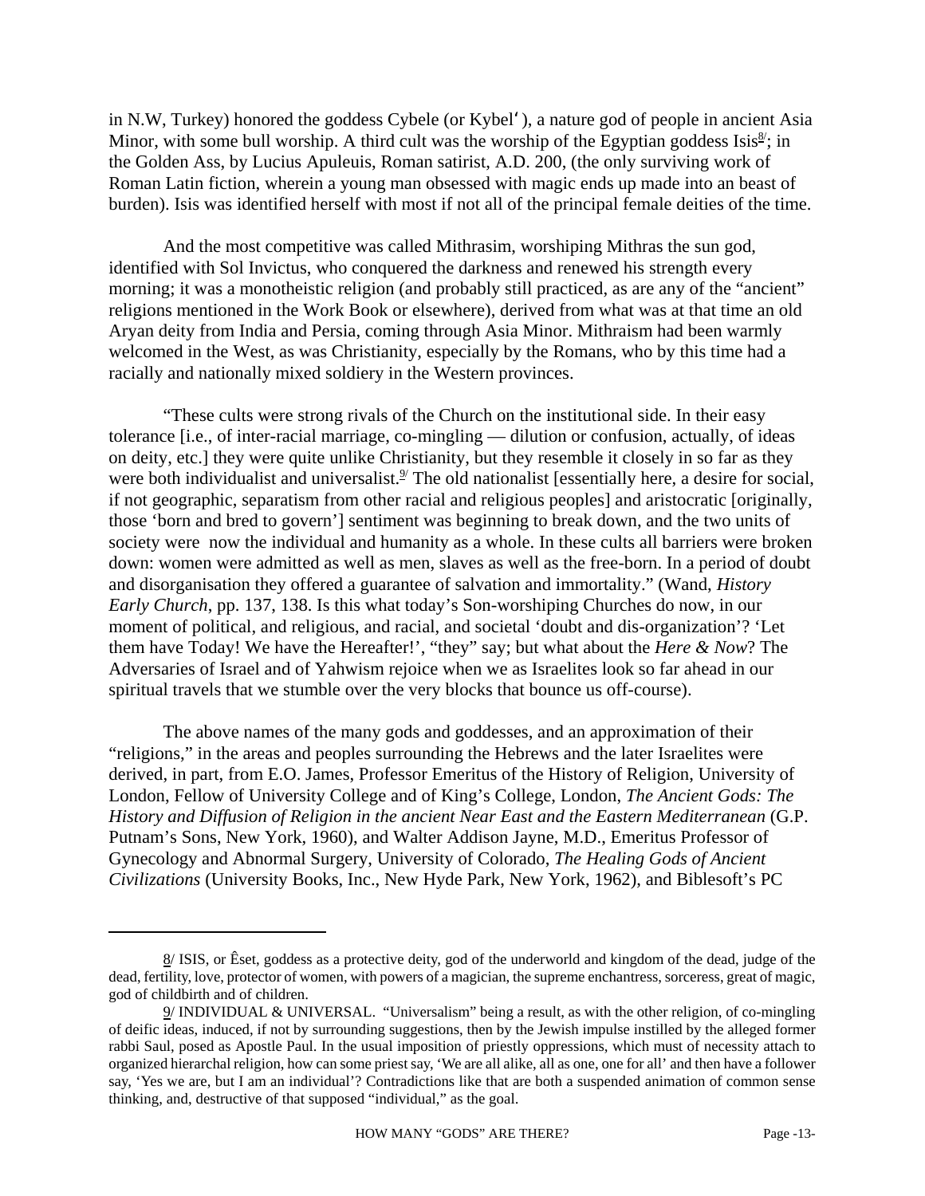in N.W, Turkey) honored the goddess Cybele (or Kybelʻ), a nature god of people in ancient Asia Minor, with some bull worship. A third cult was the worship of the Egyptian goddess Isis[8]; in the Golden Ass, by Lucius Apuleuis, Roman satirist, A.D. 200, (the only surviving work of Roman Latin fiction, wherein a young man obsessed with magic ends up made into an beast of burden). Isis was identified herself with most if not all of the principal female deities of the time.

And the most competitive was called Mithrasim, worshiping Mithras the sun god, identified with Sol Invictus, who conquered the darkness and renewed his strength every morning; it was a monotheistic religion (and probably still practiced, as are any of the "ancient" religions mentioned in the Work Book or elsewhere), derived from what was at that time an old Aryan deity from India and Persia, coming through Asia Minor. Mithraism had been warmly welcomed in the West, as was Christianity, especially by the Romans, who by this time had a racially and nationally mixed soldiery in the Western provinces.

"These cults were strong rivals of the Church on the institutional side. In their easy tolerance [i.e., of inter-racial marriage, co-mingling — dilution or confusion, actually, of ideas on deity, etc.] they were quite unlike Christianity, but they resemble it closely in so far as they were both individualist and universalist.[9] The old nationalist [essentially here, a desire for social, if not geographic, separatism from other racial and religious peoples] and aristocratic [originally, those 'born and bred to govern'] sentiment was beginning to break down, and the two units of society were now the individual and humanity as a whole. In these cults all barriers were broken down: women were admitted as well as men, slaves as well as the free-born. In a period of doubt and disorganisation they offered a guarantee of salvation and immortality." (Wand, *History Early Church*, pp. 137, 138. Is this what today's Son-worshiping Churches do now, in our moment of political, and religious, and racial, and societal 'doubt and dis-organization'? 'Let them have Today! We have the Hereafter!', "they" say; but what about the *Here & Now*? The Adversaries of Israel and of Yahwism rejoice when we as Israelites look so far ahead in our spiritual travels that we stumble over the very blocks that bounce us off-course).

The above names of the many gods and goddesses, and an approximation of their "religions," in the areas and peoples surrounding the Hebrews and the later Israelites were derived, in part, from E.O. James, Professor Emeritus of the History of Religion, University of London, Fellow of University College and of King's College, London, *The Ancient Gods: The History and Diffusion of Religion in the ancient Near East and the Eastern Mediterranean* (G.P. Putnam's Sons, New York, 1960), and Walter Addison Jayne, M.D., Emeritus Professor of Gynecology and Abnormal Surgery, University of Colorado, *The Healing Gods of Ancient Civilizations* (University Books, Inc., New Hyde Park, New York, 1962), and Biblesoft's PC

---

8/ ISIS, or Êset, goddess as a protective deity, god of the underworld and kingdom of the dead, judge of the dead, fertility, love, protector of women, with powers of a magician, the supreme enchantress, sorceress, great of magic, god of childbirth and of children.

9/ INDIVIDUAL & UNIVERSAL. "Universalism" being a result, as with the other religion, of co-mingling of deific ideas, induced, if not by surrounding suggestions, then by the Jewish impulse instilled by the alleged former rabbi Saul, posed as Apostle Paul. In the usual imposition of priestly oppressions, which must of necessity attach to organized hierarchal religion, how can some priest say, 'We are all alike, all as one, one for all' and then have a follower say, 'Yes we are, but I am an individual'? Contradictions like that are both a suspended animation of common sense thinking, and, destructive of that supposed "individual," as the goal.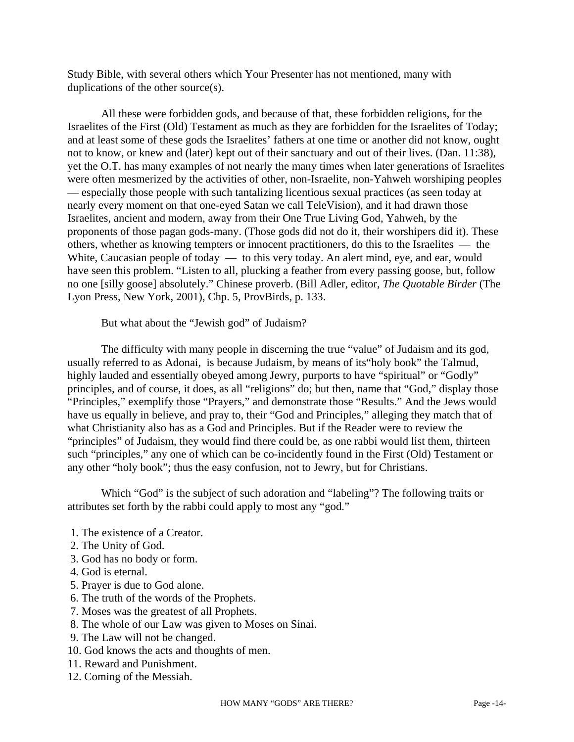Study Bible, with several others which Your Presenter has not mentioned, many with duplications of the other source(s).

All these were forbidden gods, and because of that, these forbidden religions, for the Israelites of the First (Old) Testament as much as they are forbidden for the Israelites of Today; and at least some of these gods the Israelites' fathers at one time or another did not know, ought not to know, or knew and (later) kept out of their sanctuary and out of their lives. (Dan. 11:38), yet the O.T. has many examples of not nearly the many times when later generations of Israelites were often mesmerized by the activities of other, non-Israelite, non-Yahweh worshiping peoples — especially those people with such tantalizing licentious sexual practices (as seen today at nearly every moment on that one-eyed Satan we call TeleVision), and it had drawn those Israelites, ancient and modern, away from their One True Living God, Yahweh, by the proponents of those pagan gods-many. (Those gods did not do it, their worshipers did it). These others, whether as knowing tempters or innocent practitioners, do this to the Israelites — the White, Caucasian people of today — to this very today. An alert mind, eye, and ear, would have seen this problem. "Listen to all, plucking a feather from every passing goose, but, follow no one [silly goose] absolutely." Chinese proverb. (Bill Adler, editor, *The Quotable Birder* (The Lyon Press, New York, 2001), Chp. 5, ProvBirds, p. 133.

But what about the "Jewish god" of Judaism?

The difficulty with many people in discerning the true "value" of Judaism and its god, usually referred to as Adonai, is because Judaism, by means of its"holy book" the Talmud, highly lauded and essentially obeyed among Jewry, purports to have "spiritual" or "Godly" principles, and of course, it does, as all "religions" do; but then, name that "God," display those "Principles," exemplify those "Prayers," and demonstrate those "Results." And the Jews would have us equally in believe, and pray to, their "God and Principles," alleging they match that of what Christianity also has as a God and Principles. But if the Reader were to review the "principles" of Judaism, they would find there could be, as one rabbi would list them, thirteen such "principles," any one of which can be co-incidently found in the First (Old) Testament or any other "holy book"; thus the easy confusion, not to Jewry, but for Christians.

Which "God" is the subject of such adoration and "labeling"? The following traits or attributes set forth by the rabbi could apply to most any "god."

1. The existence of a Creator.
2. The Unity of God.
3. God has no body or form.
4. God is eternal.
5. Prayer is due to God alone.
6. The truth of the words of the Prophets.
7. Moses was the greatest of all Prophets.
8. The whole of our Law was given to Moses on Sinai.
9. The Law will not be changed.
10. God knows the acts and thoughts of men.
11. Reward and Punishment.
12. Coming of the Messiah.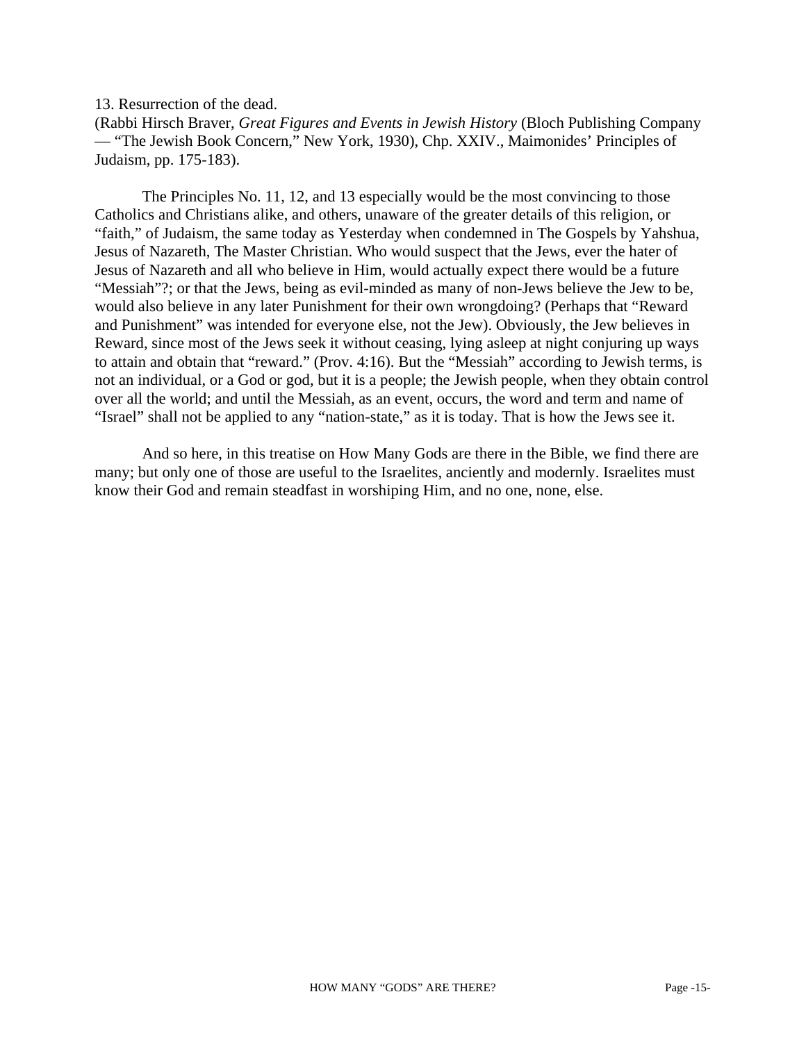13. Resurrection of the dead.
(Rabbi Hirsch Braver, *Great Figures and Events in Jewish History* (Bloch Publishing Company — "The Jewish Book Concern," New York, 1930), Chp. XXIV., Maimonides' Principles of Judaism, pp. 175-183).

The Principles No. 11, 12, and 13 especially would be the most convincing to those Catholics and Christians alike, and others, unaware of the greater details of this religion, or "faith," of Judaism, the same today as Yesterday when condemned in The Gospels by Yahshua, Jesus of Nazareth, The Master Christian. Who would suspect that the Jews, ever the hater of Jesus of Nazareth and all who believe in Him, would actually expect there would be a future "Messiah"?; or that the Jews, being as evil-minded as many of non-Jews believe the Jew to be, would also believe in any later Punishment for their own wrongdoing? (Perhaps that "Reward and Punishment" was intended for everyone else, not the Jew). Obviously, the Jew believes in Reward, since most of the Jews seek it without ceasing, lying asleep at night conjuring up ways to attain and obtain that "reward." (Prov. 4:16). But the "Messiah" according to Jewish terms, is not an individual, or a God or god, but it is a people; the Jewish people, when they obtain control over all the world; and until the Messiah, as an event, occurs, the word and term and name of "Israel" shall not be applied to any "nation-state," as it is today. That is how the Jews see it.

And so here, in this treatise on How Many Gods are there in the Bible, we find there are many; but only one of those are useful to the Israelites, anciently and modernly. Israelites must know their God and remain steadfast in worshiping Him, and no one, none, else.